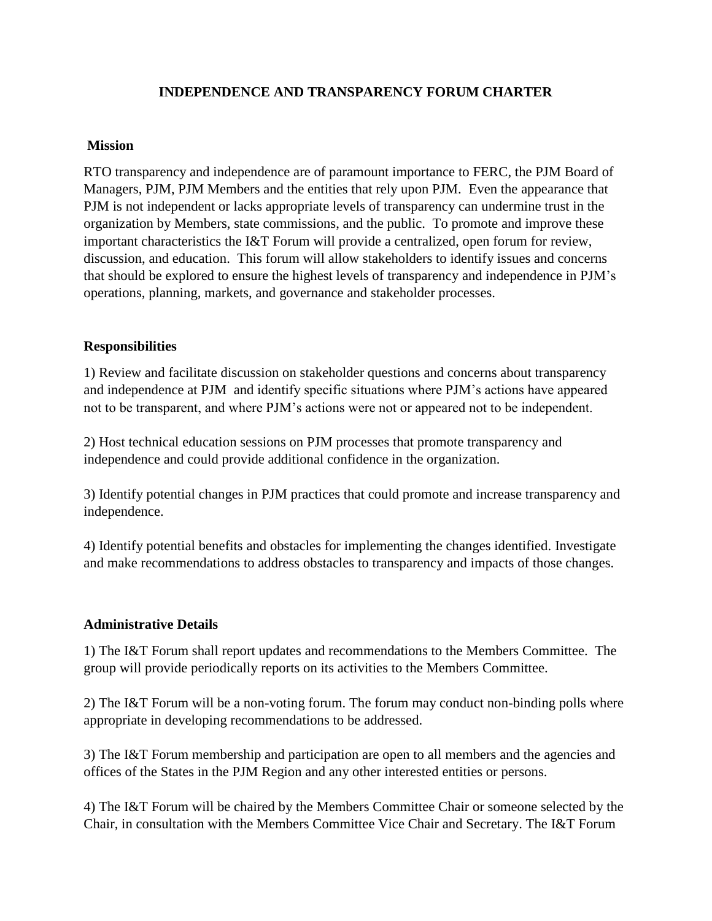# INDEPENDENCE AND TRANSPARENCY FORUM CHARTER

## Mission

RTO transparency and independence are of paramount importance to FERC, the PJM Board of Managers, PJM, PJM Members and the entities that rely upon PJM. Even the appearance that PJM is not independent or lacks appropriate levels of transparency can undermine trust in the organization by Members, state commissions, and the public. To promote and improve these important characteristics the I&T Forum will provide a centralized, open forum for review, discussion, and education. This forum will allow stakeholders to identify issues and concerns that should be explored to ensure the highest levels of transparency and independence in PJM's operations, planning, markets, and governance and stakeholder processes.

## Responsibilities

1) Review and facilitate discussion on stakeholder questions and concerns about transparency and independence at PJM and identify specific situations where PJM's actions have appeared not to be transparent, and where PJM's actions were not or appeared not to be independent.

2) Host technical education sessions on PJM processes that promote transparency and independence and could provide additional confidence in the organization.

3) Identify potential changes in PJM practices that could promote and increase transparency and independence.

4) Identify potential benefits and obstacles for implementing the changes identified. Investigate and make recommendations to address obstacles to transparency and impacts of those changes.

## Administrative Details

1) The I&T Forum shall report updates and recommendations to the Members Committee. The group will provide periodically reports on its activities to the Members Committee.

2) The I&T Forum will be a non-voting forum. The forum may conduct non-binding polls where appropriate in developing recommendations to be addressed.

3) The I&T Forum membership and participation are open to all members and the agencies and offices of the States in the PJM Region and any other interested entities or persons.

4) The I&T Forum will be chaired by the Members Committee Chair or someone selected by the Chair, in consultation with the Members Committee Vice Chair and Secretary. The I&T Forum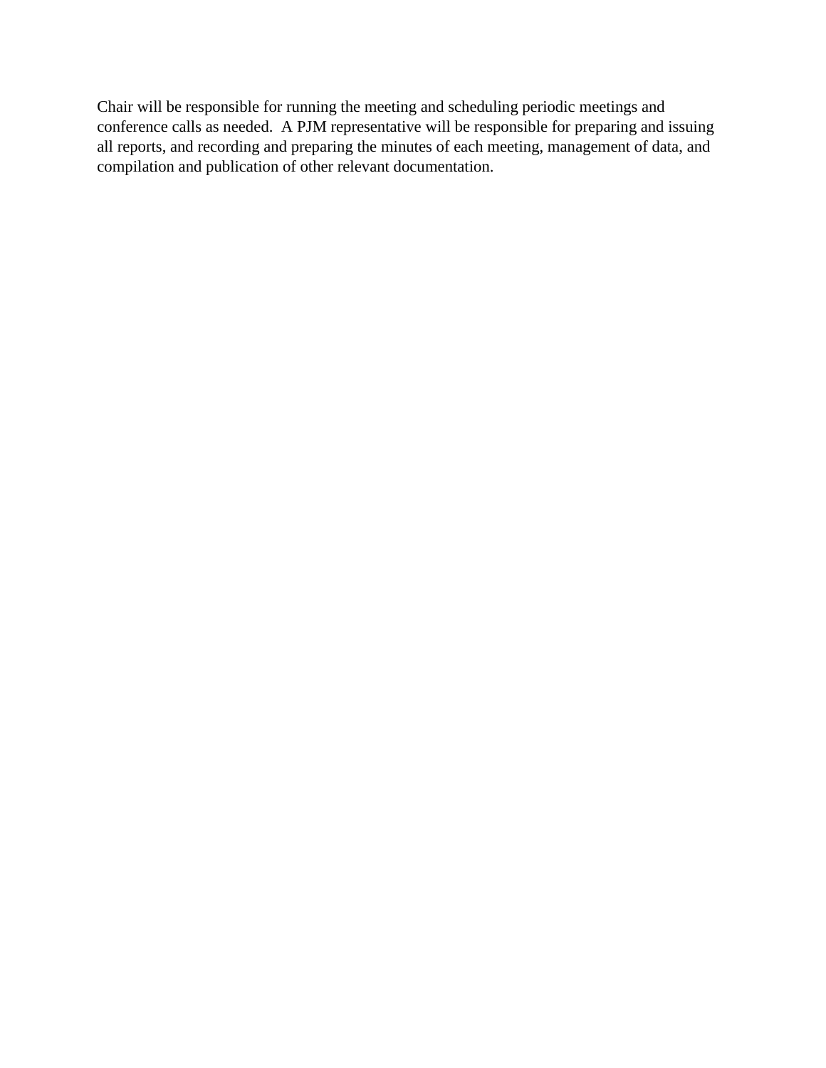Chair will be responsible for running the meeting and scheduling periodic meetings and conference calls as needed. A PJM representative will be responsible for preparing and issuing all reports, and recording and preparing the minutes of each meeting, management of data, and compilation and publication of other relevant documentation.